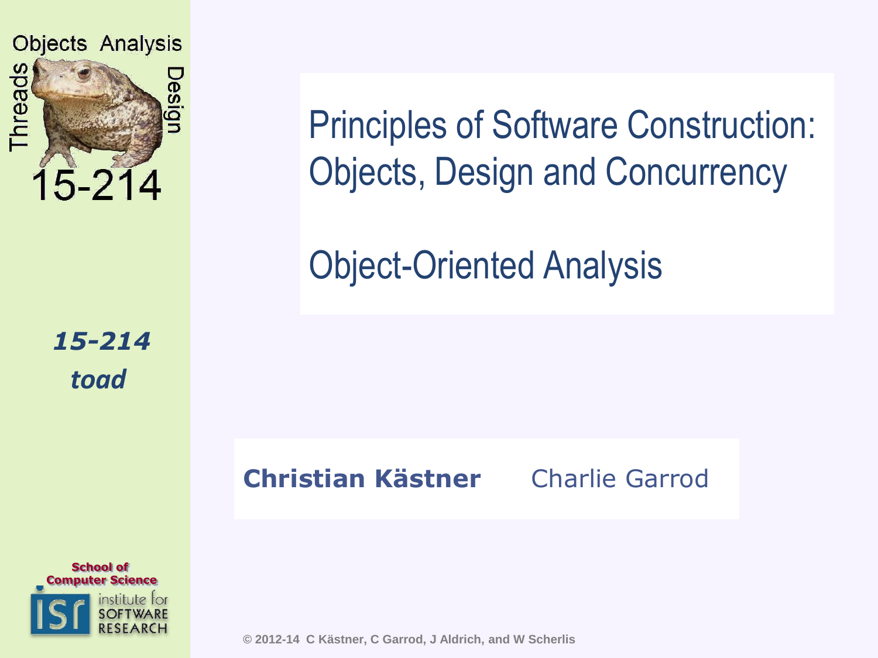Objects Analysis Threads Design 15-214

# Principles of Software Construction: Objects, Design and Concurrency

# Object-Oriented Analysis

***15-214***

***toad***

**Christian Kästner** Charlie Garrod

School of Computer Science

institute for SOFTWARE RESEARCH

© 2012-14 C Kästner, C Garrod, J Aldrich, and W Scherlis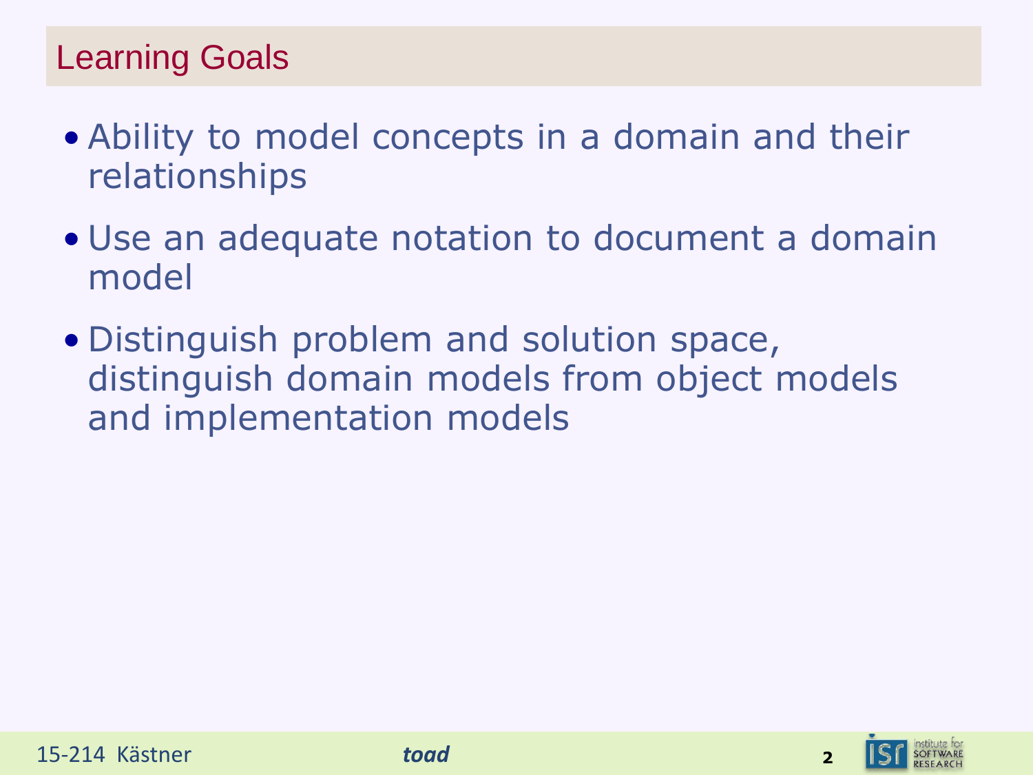## Learning Goals

- Ability to model concepts in a domain and their relationships
- Use an adequate notation to document a domain model
- Distinguish problem and solution space, distinguish domain models from object models and implementation models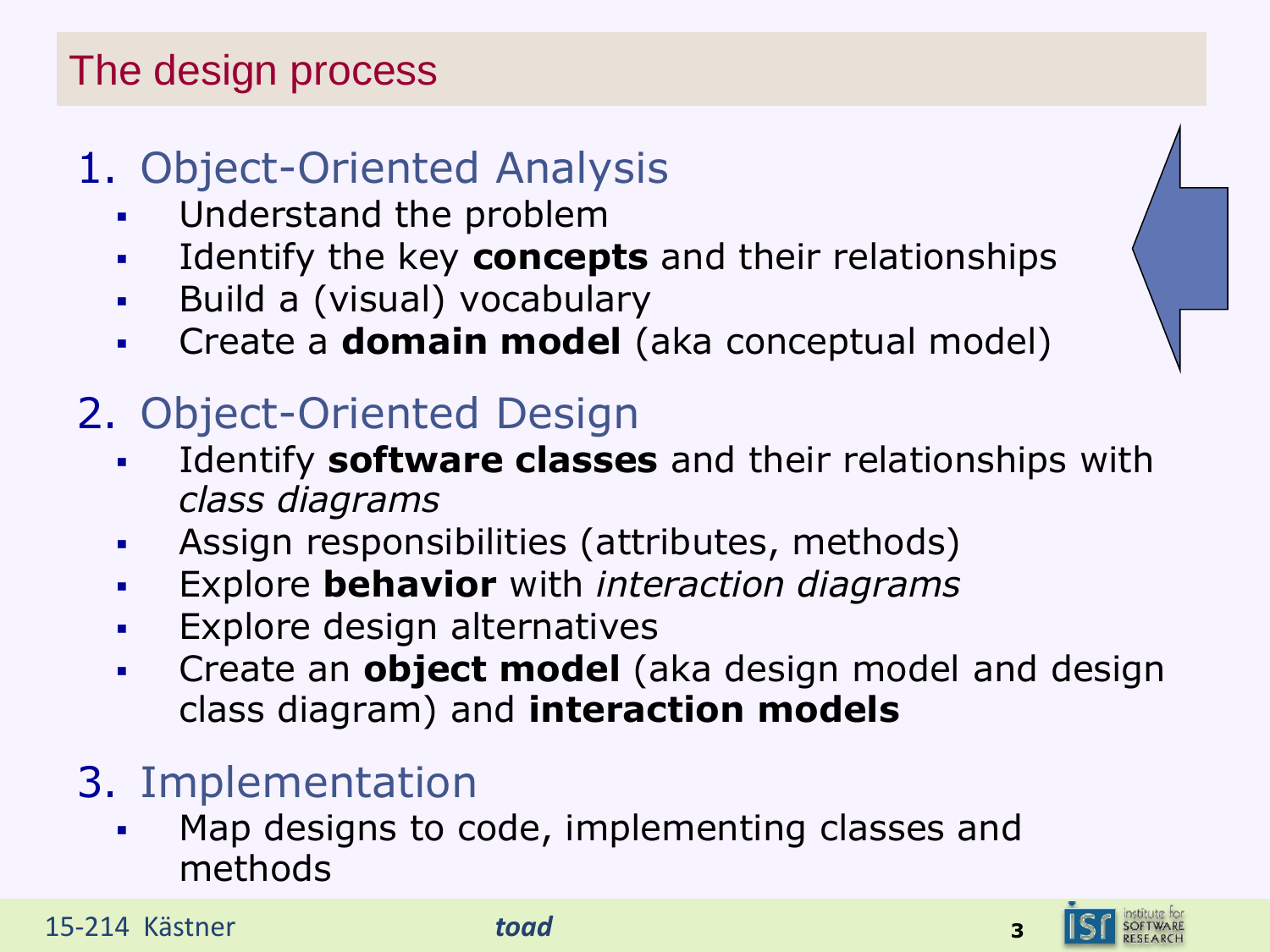# The design process

1. Object-Oriented Analysis
   - Understand the problem
   - Identify the key **concepts** and their relationships
   - Build a (visual) vocabulary
   - Create a **domain model** (aka conceptual model)
2. Object-Oriented Design
   - Identify **software classes** and their relationships with *class diagrams*
   - Assign responsibilities (attributes, methods)
   - Explore **behavior** with *interaction diagrams*
   - Explore design alternatives
   - Create an **object model** (aka design model and design class diagram) and **interaction models**
3. Implementation
   - Map designs to code, implementing classes and methods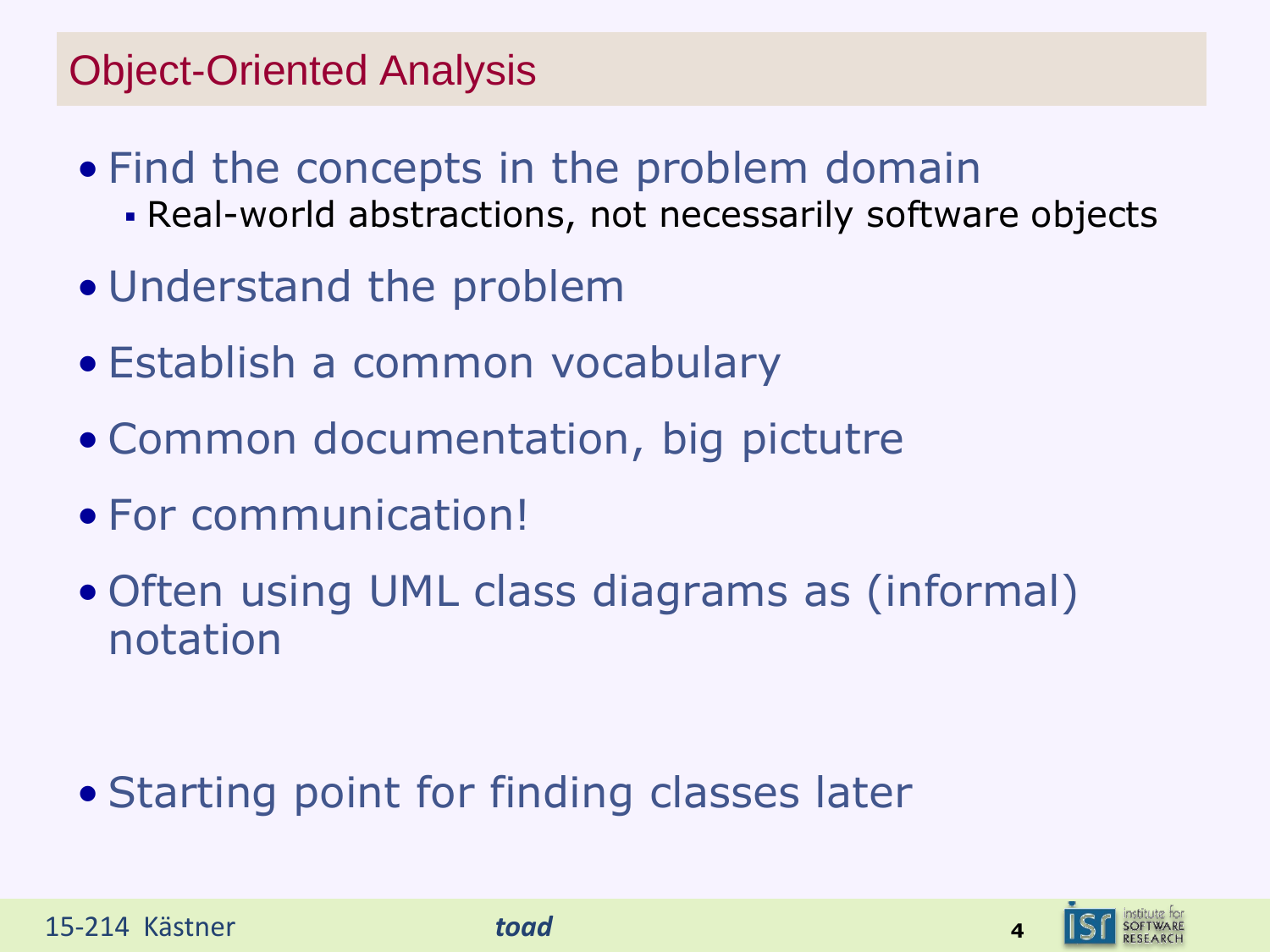# Object-Oriented Analysis

- Find the concepts in the problem domain
  - Real-world abstractions, not necessarily software objects
- Understand the problem
- Establish a common vocabulary
- Common documentation, big pictutre
- For communication!
- Often using UML class diagrams as (informal) notation

- Starting point for finding classes later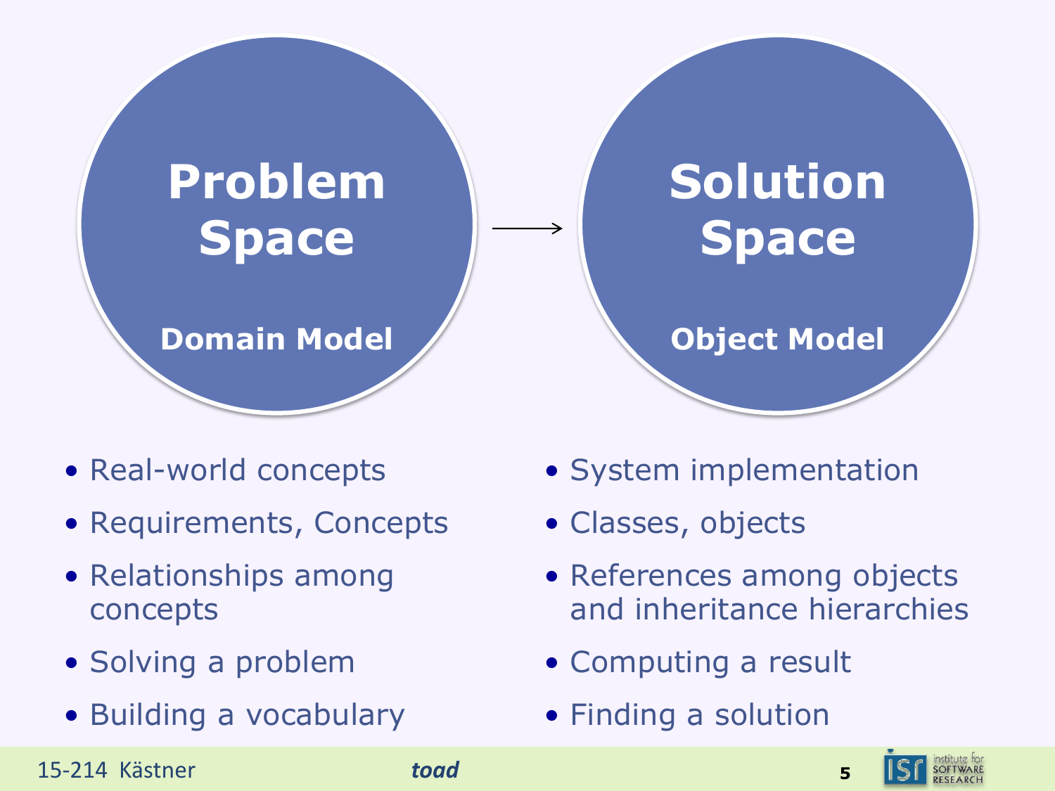## Problem Space → Solution Space

**Problem Space**

**Domain Model**

- Real-world concepts
- Requirements, Concepts
- Relationships among concepts
- Solving a problem
- Building a vocabulary

**Solution Space**

**Object Model**

- System implementation
- Classes, objects
- References among objects and inheritance hierarchies
- Computing a result
- Finding a solution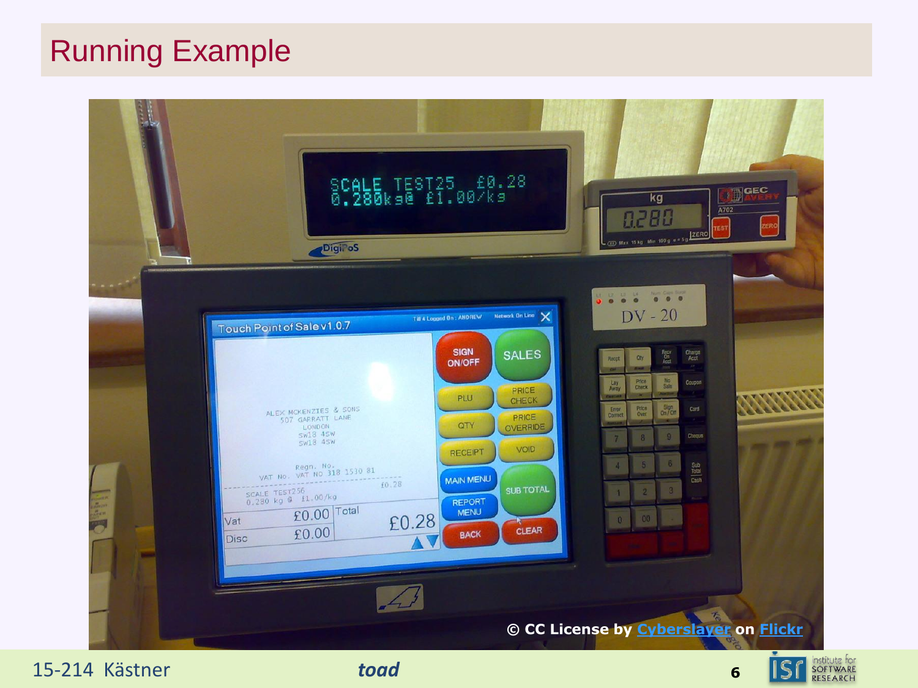# Running Example

© CC License by Cyberslayer on Flickr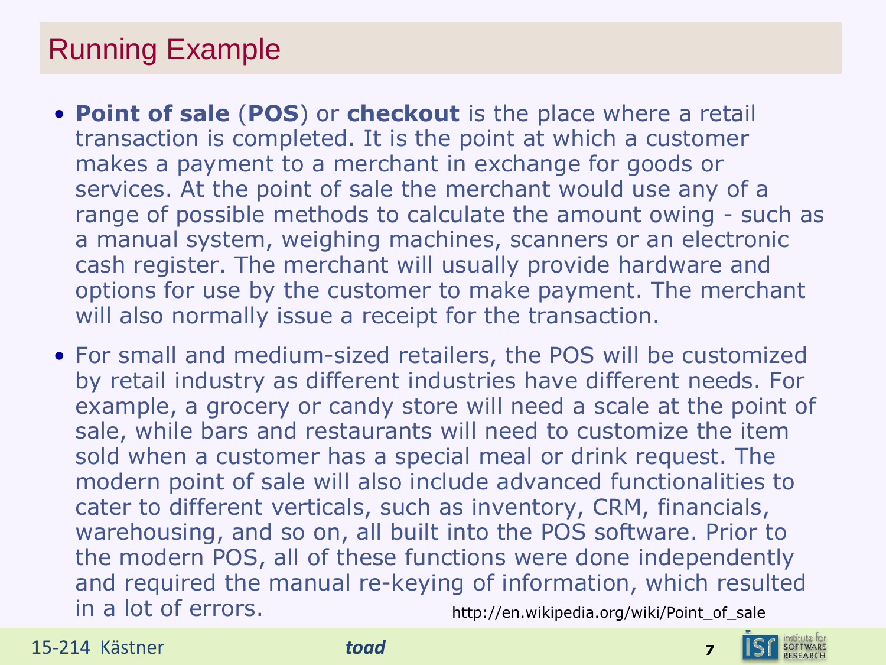# Running Example

- **Point of sale** (**POS**) or **checkout** is the place where a retail transaction is completed. It is the point at which a customer makes a payment to a merchant in exchange for goods or services. At the point of sale the merchant would use any of a range of possible methods to calculate the amount owing - such as a manual system, weighing machines, scanners or an electronic cash register. The merchant will usually provide hardware and options for use by the customer to make payment. The merchant will also normally issue a receipt for the transaction.
- For small and medium-sized retailers, the POS will be customized by retail industry as different industries have different needs. For example, a grocery or candy store will need a scale at the point of sale, while bars and restaurants will need to customize the item sold when a customer has a special meal or drink request. The modern point of sale will also include advanced functionalities to cater to different verticals, such as inventory, CRM, financials, warehousing, and so on, all built into the POS software. Prior to the modern POS, all of these functions were done independently and required the manual re-keying of information, which resulted in a lot of errors.

http://en.wikipedia.org/wiki/Point_of_sale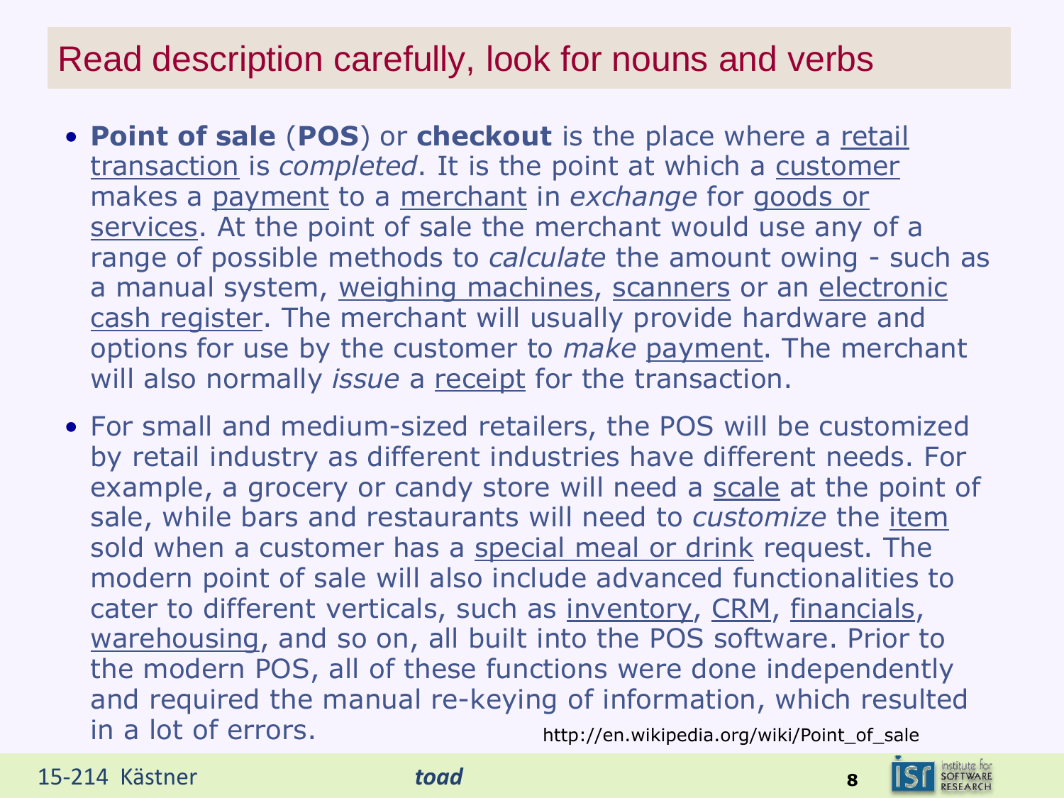# Read description carefully, look for nouns and verbs

- **Point of sale** (**POS**) or **checkout** is the place where a retail transaction is *completed*. It is the point at which a customer makes a payment to a merchant in *exchange* for goods or services. At the point of sale the merchant would use any of a range of possible methods to *calculate* the amount owing - such as a manual system, weighing machines, scanners or an electronic cash register. The merchant will usually provide hardware and options for use by the customer to *make* payment. The merchant will also normally *issue* a receipt for the transaction.
- For small and medium-sized retailers, the POS will be customized by retail industry as different industries have different needs. For example, a grocery or candy store will need a scale at the point of sale, while bars and restaurants will need to *customize* the item sold when a customer has a special meal or drink request. The modern point of sale will also include advanced functionalities to cater to different verticals, such as inventory, CRM, financials, warehousing, and so on, all built into the POS software. Prior to the modern POS, all of these functions were done independently and required the manual re-keying of information, which resulted in a lot of errors.

http://en.wikipedia.org/wiki/Point_of_sale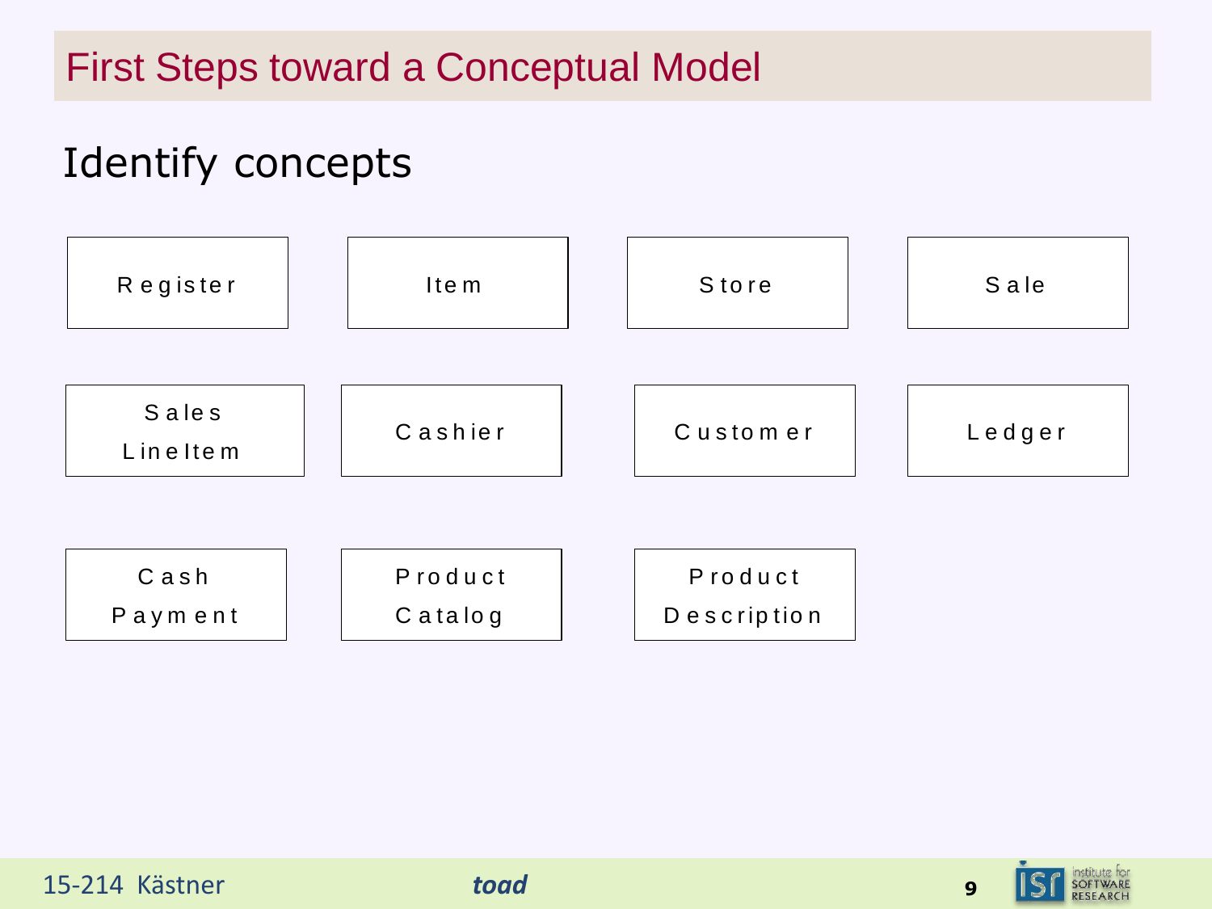# First Steps toward a Conceptual Model

## Identify concepts

Register

Item

Store

Sale

Sales LineItem

Cashier

Customer

Ledger

Cash Payment

Product Catalog

Product Description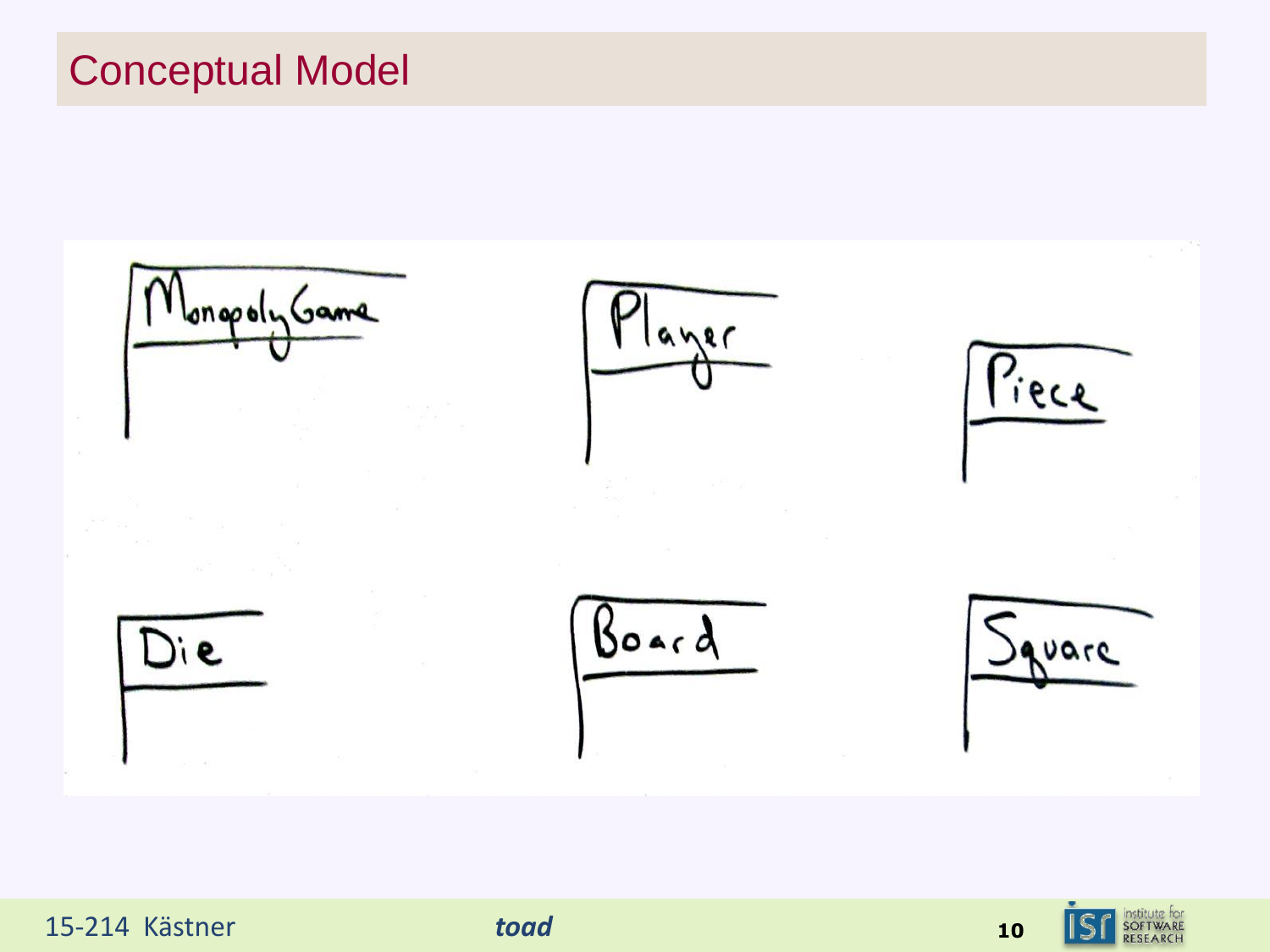# Conceptual Model

MonopolyGame

Player

Piece

Die

Board

Square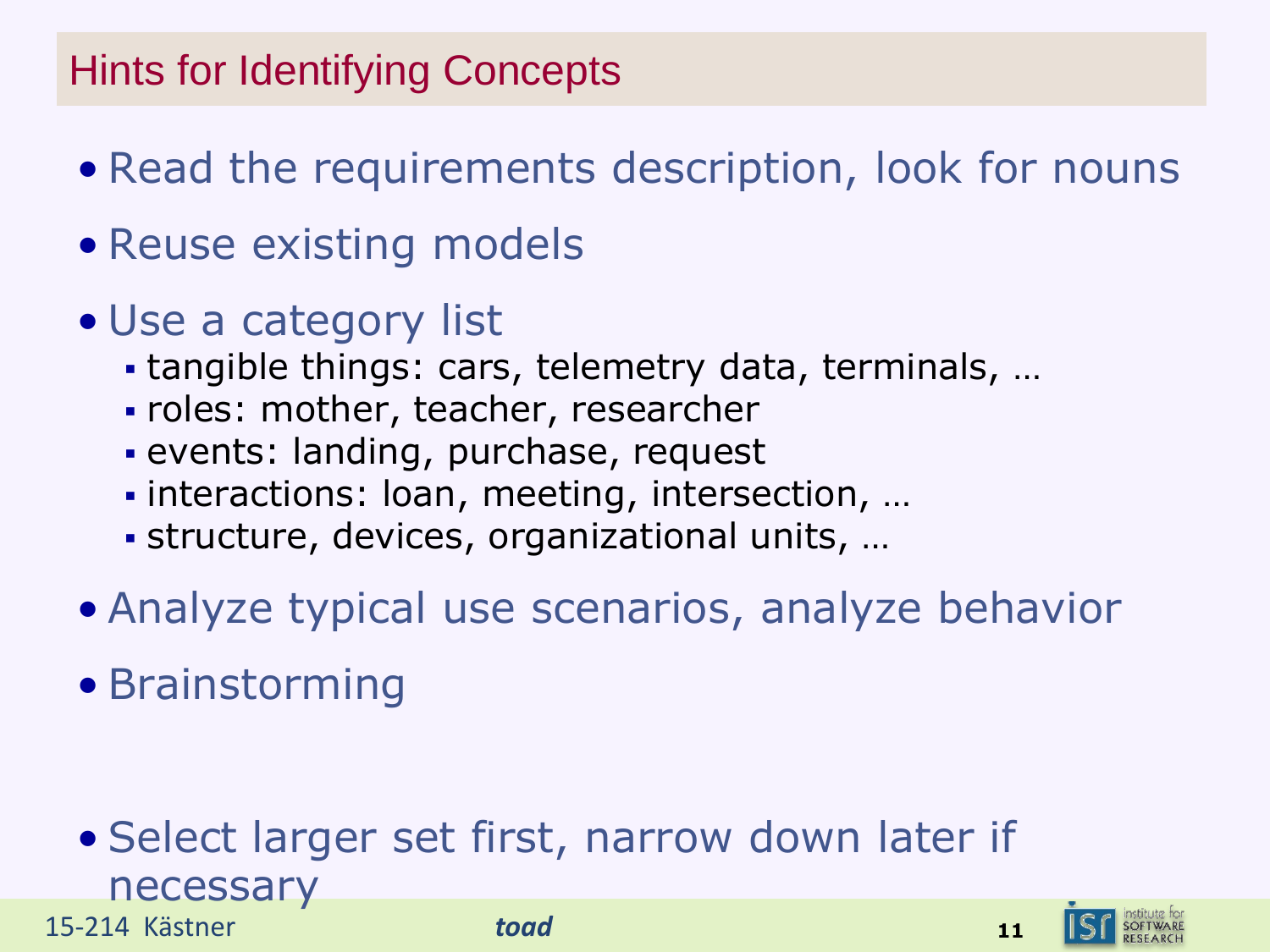# Hints for Identifying Concepts

- Read the requirements description, look for nouns
- Reuse existing models
- Use a category list
  - tangible things: cars, telemetry data, terminals, …
  - roles: mother, teacher, researcher
  - events: landing, purchase, request
  - interactions: loan, meeting, intersection, …
  - structure, devices, organizational units, …
- Analyze typical use scenarios, analyze behavior
- Brainstorming

- Select larger set first, narrow down later if necessary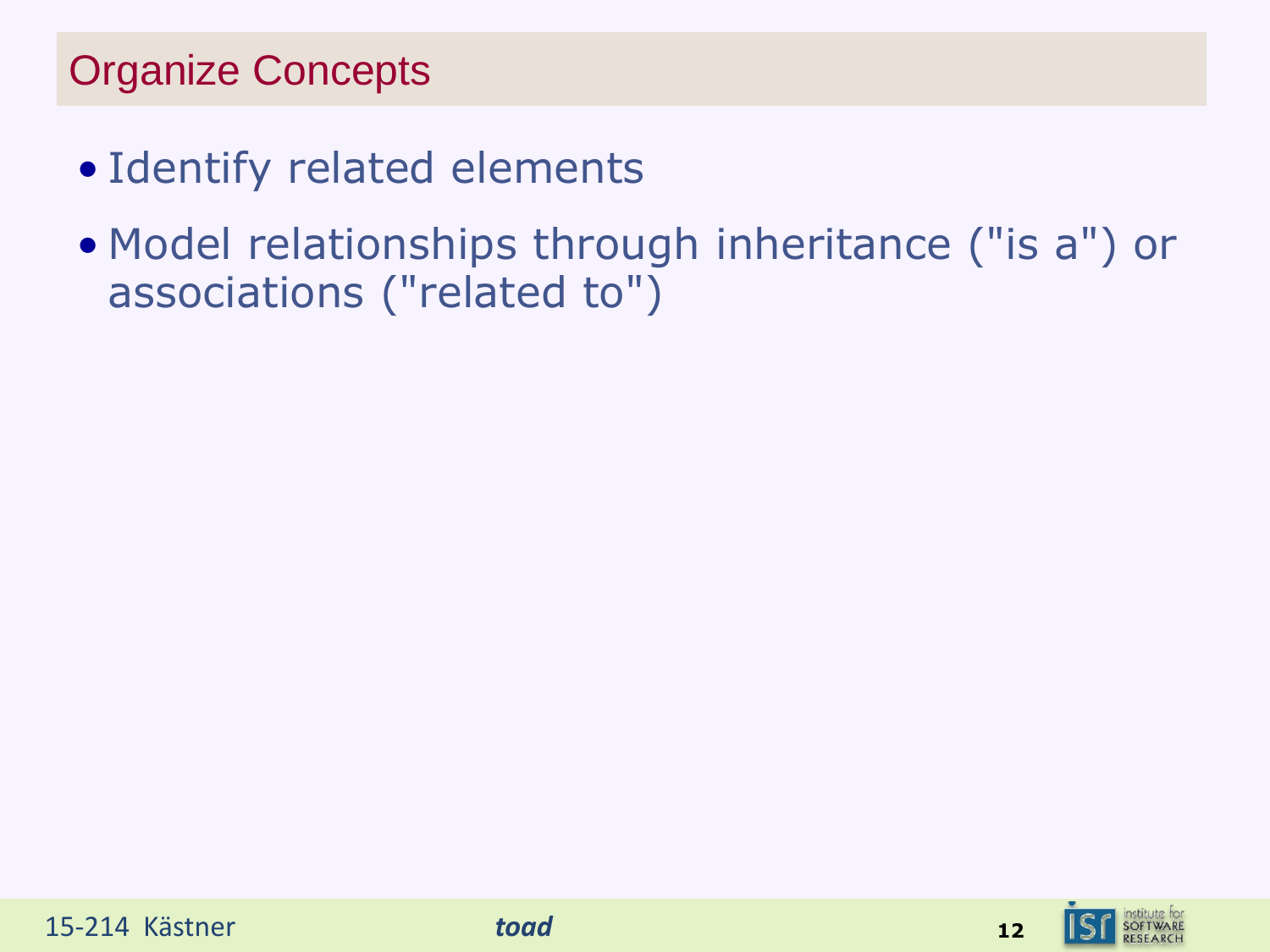# Organize Concepts

- Identify related elements
- Model relationships through inheritance ("is a") or associations ("related to")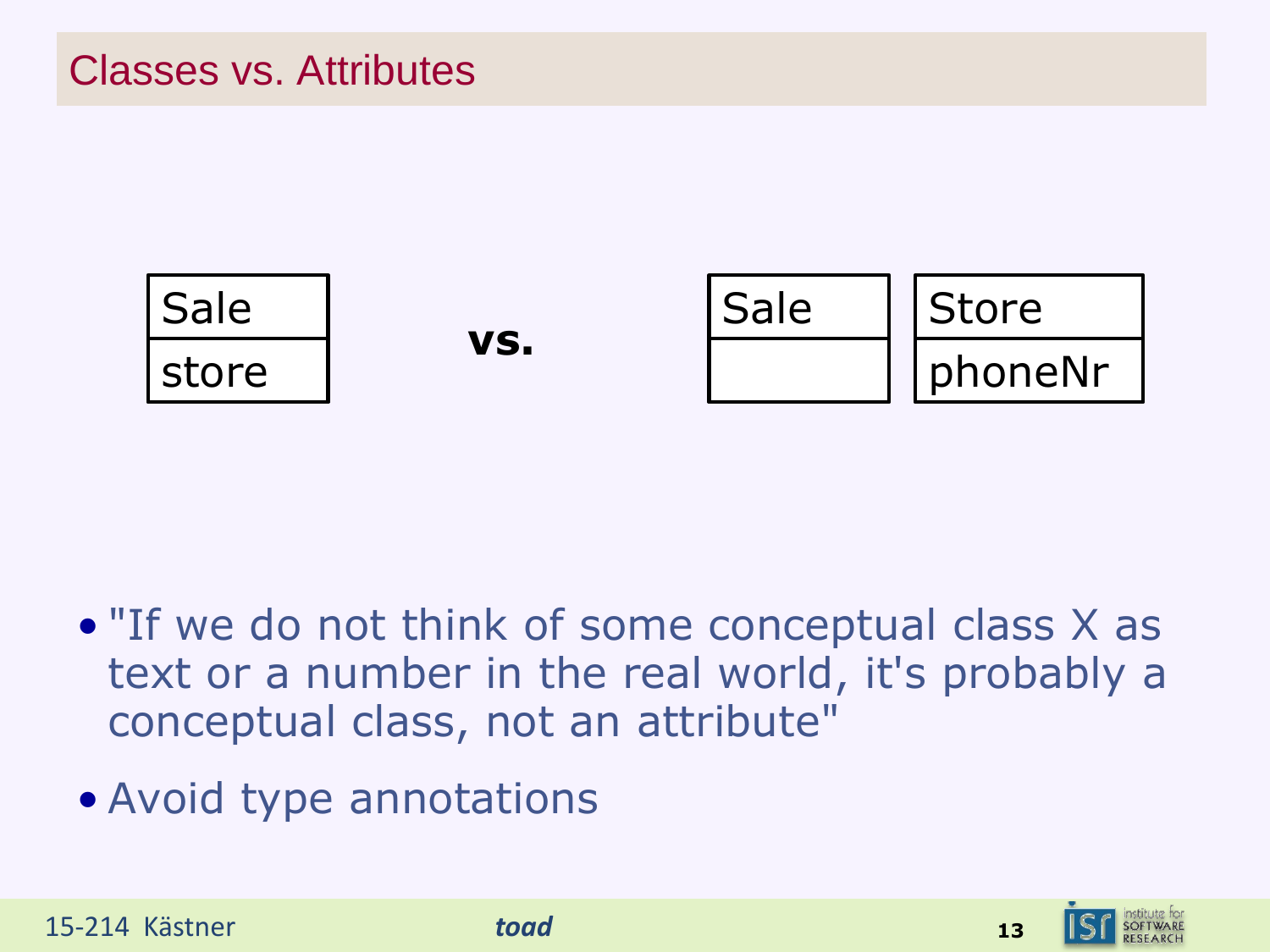# Classes vs. Attributes

| Sale |
| --- |
| store |

**vs.**

| Sale |
| --- |
| |

| Store |
| --- |
| phoneNr |

- "If we do not think of some conceptual class X as text or a number in the real world, it's probably a conceptual class, not an attribute"
- Avoid type annotations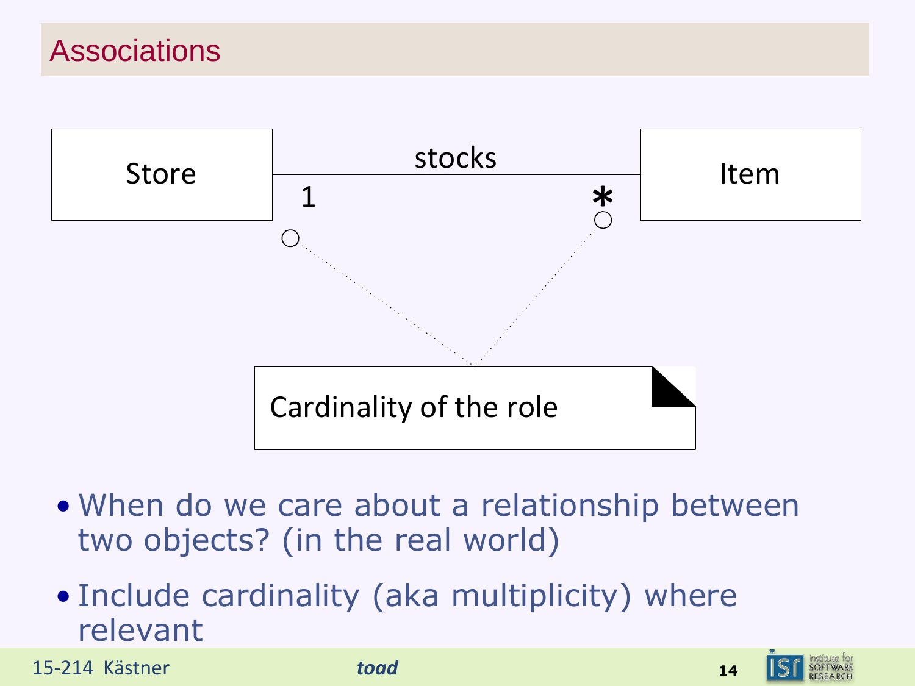# Associations

Store

stocks

Item

1

*

Cardinality of the role

- When do we care about a relationship between two objects? (in the real world)
- Include cardinality (aka multiplicity) where relevant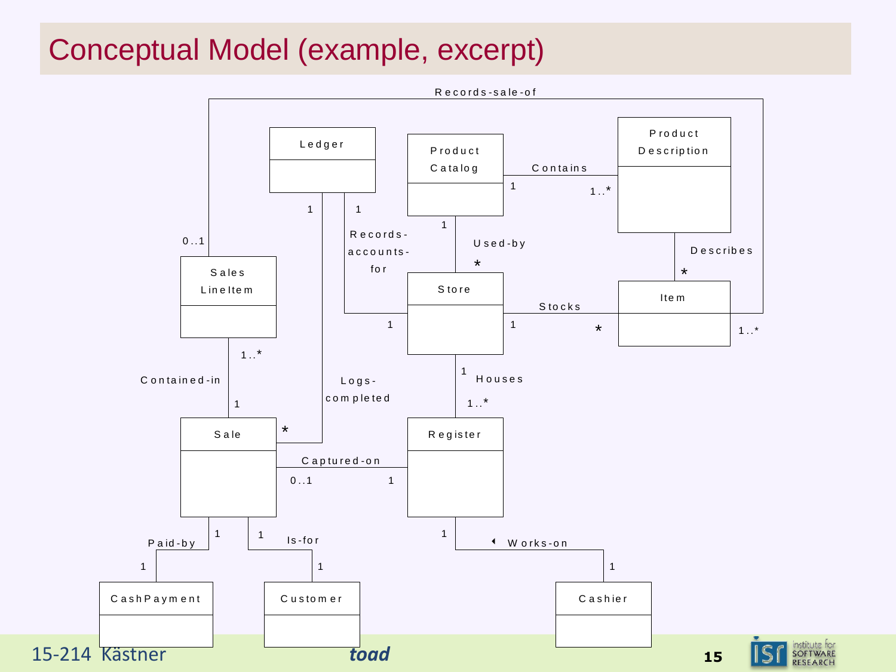# Conceptual Model (example, excerpt)

Records-sale-of

Ledger

Product Catalog

Product Description

Contains

1

1..*

1

1

Records-accounts-for

1

Used-by

*

Describes

*

0..1

Sales LineItem

Store

Item

Stocks

1

1

*

1..*

1..*

Contained-in

Logs-completed

1

Houses

1

1..*

Sale

*

Register

Captured-on

0..1

1

Paid-by

1

1

Is-for

1

Works-on

1

1

1

CashPayment

Customer

Cashier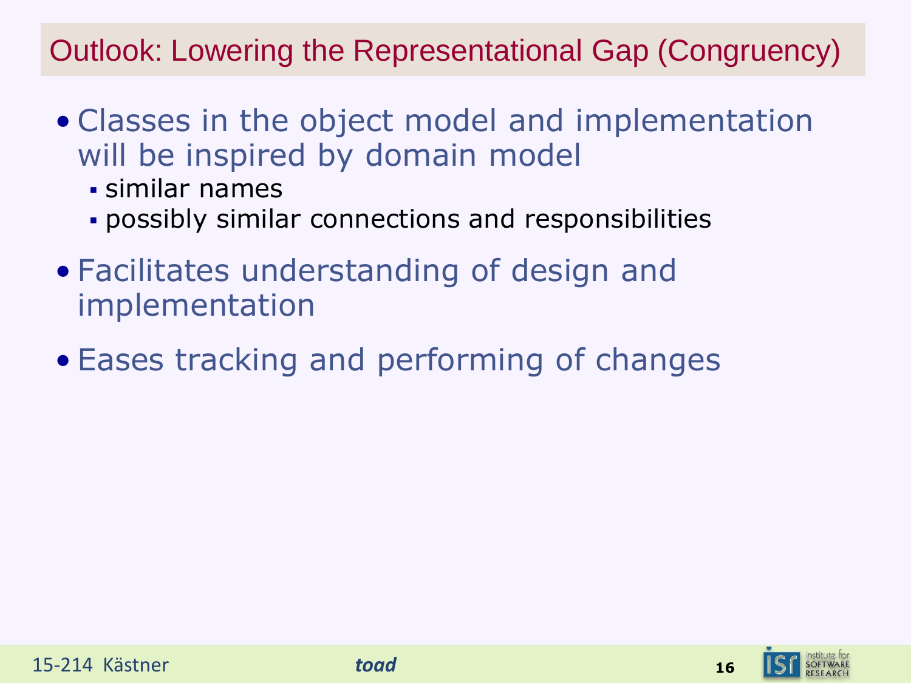# Outlook: Lowering the Representational Gap (Congruency)

- Classes in the object model and implementation will be inspired by domain model
  - similar names
  - possibly similar connections and responsibilities
- Facilitates understanding of design and implementation
- Eases tracking and performing of changes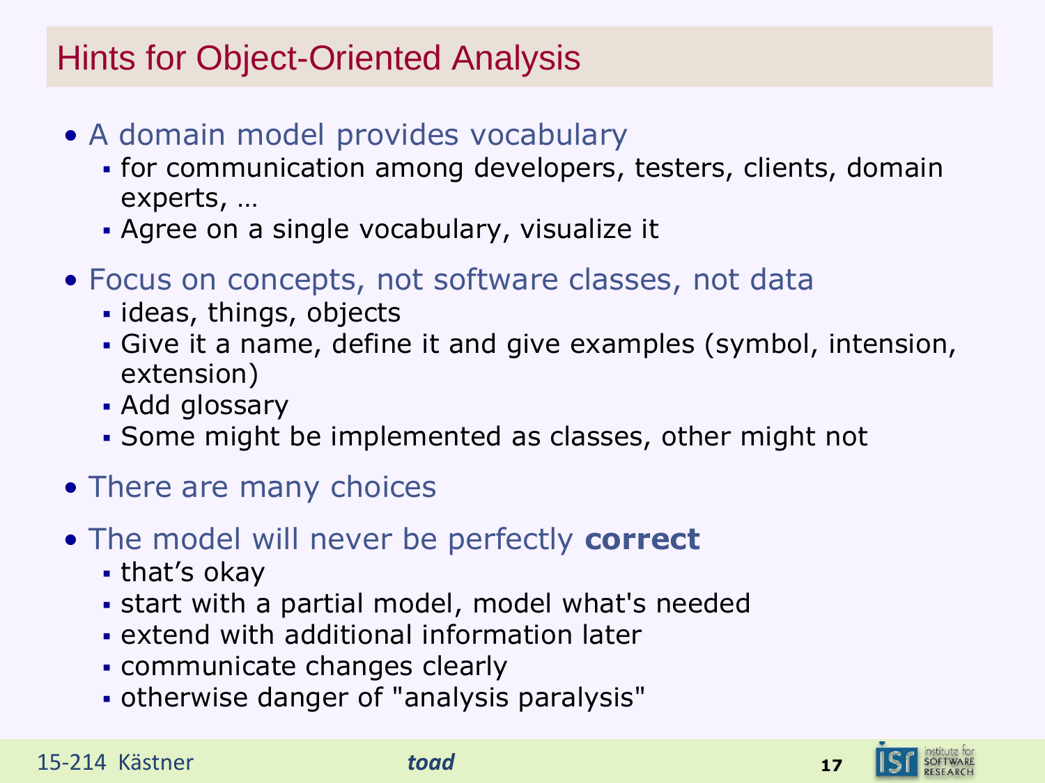# Hints for Object-Oriented Analysis

- A domain model provides vocabulary
  - for communication among developers, testers, clients, domain experts, …
  - Agree on a single vocabulary, visualize it
- Focus on concepts, not software classes, not data
  - ideas, things, objects
  - Give it a name, define it and give examples (symbol, intension, extension)
  - Add glossary
  - Some might be implemented as classes, other might not
- There are many choices
- The model will never be perfectly **correct**
  - that's okay
  - start with a partial model, model what's needed
  - extend with additional information later
  - communicate changes clearly
  - otherwise danger of "analysis paralysis"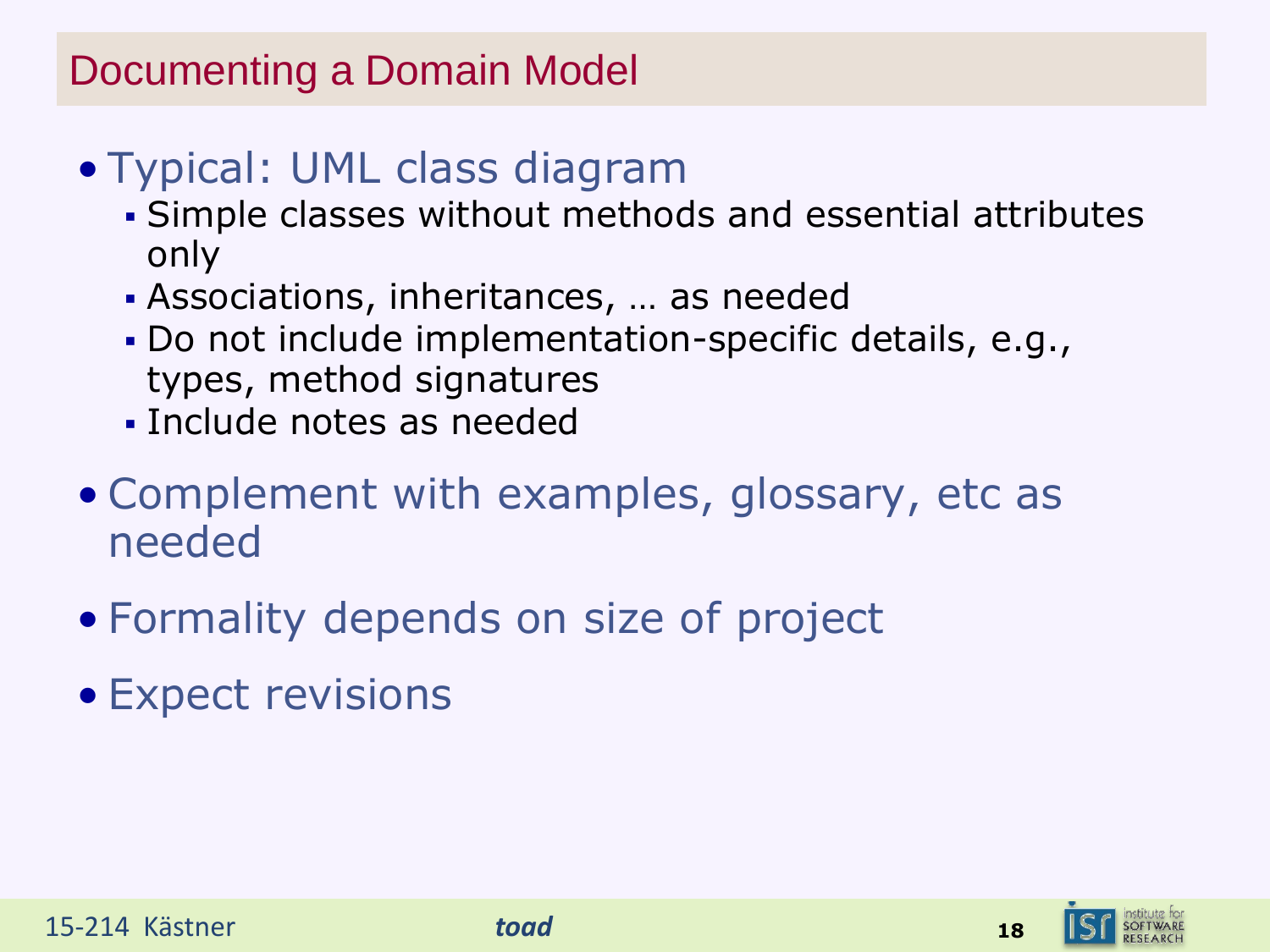# Documenting a Domain Model

- Typical: UML class diagram
  - Simple classes without methods and essential attributes only
  - Associations, inheritances, … as needed
  - Do not include implementation-specific details, e.g., types, method signatures
  - Include notes as needed
- Complement with examples, glossary, etc as needed
- Formality depends on size of project
- Expect revisions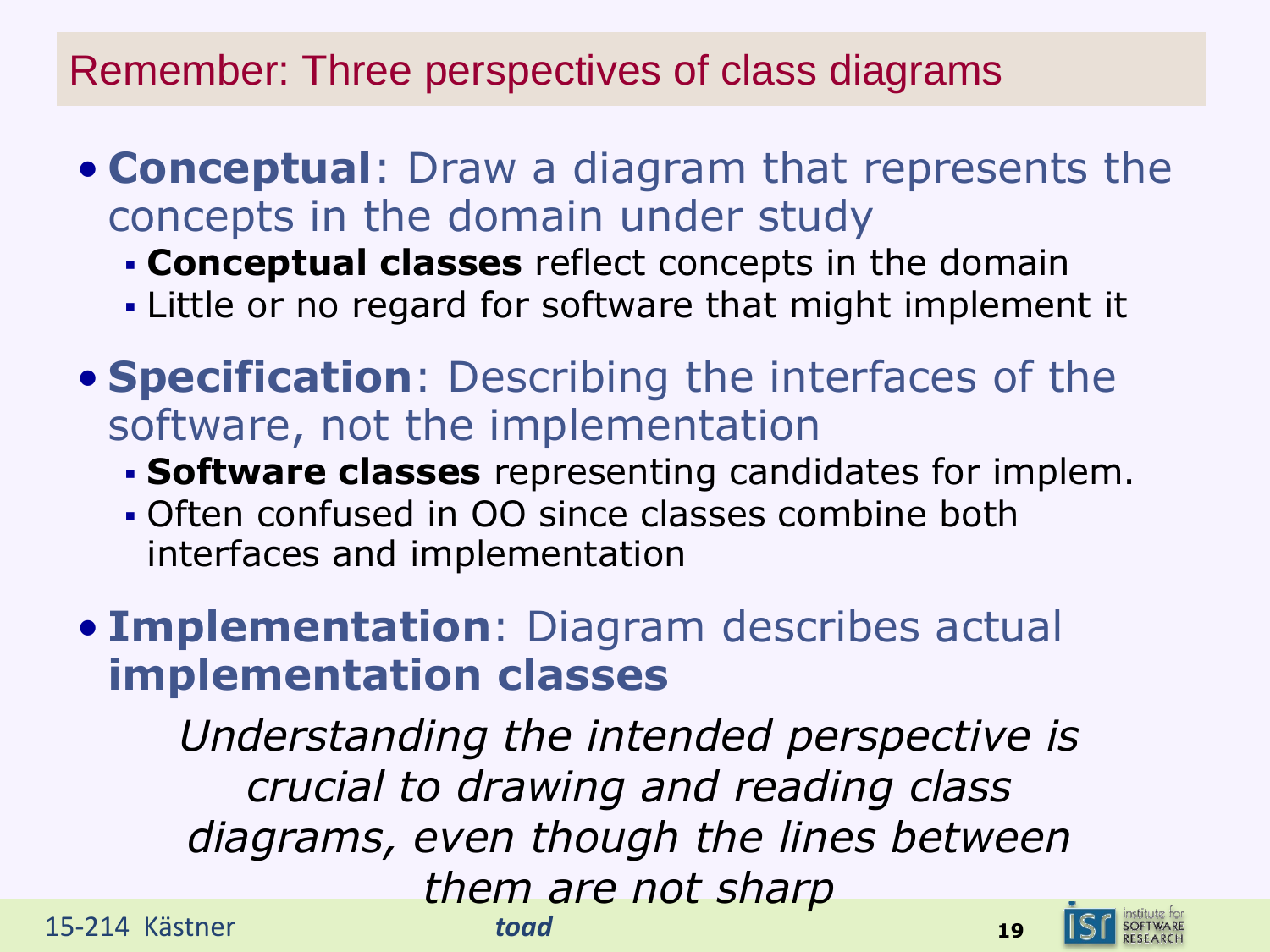# Remember: Three perspectives of class diagrams

- **Conceptual**: Draw a diagram that represents the concepts in the domain under study
  - **Conceptual classes** reflect concepts in the domain
  - Little or no regard for software that might implement it
- **Specification**: Describing the interfaces of the software, not the implementation
  - **Software classes** representing candidates for implem.
  - Often confused in OO since classes combine both interfaces and implementation
- **Implementation**: Diagram describes actual **implementation classes**

*Understanding the intended perspective is crucial to drawing and reading class diagrams, even though the lines between them are not sharp*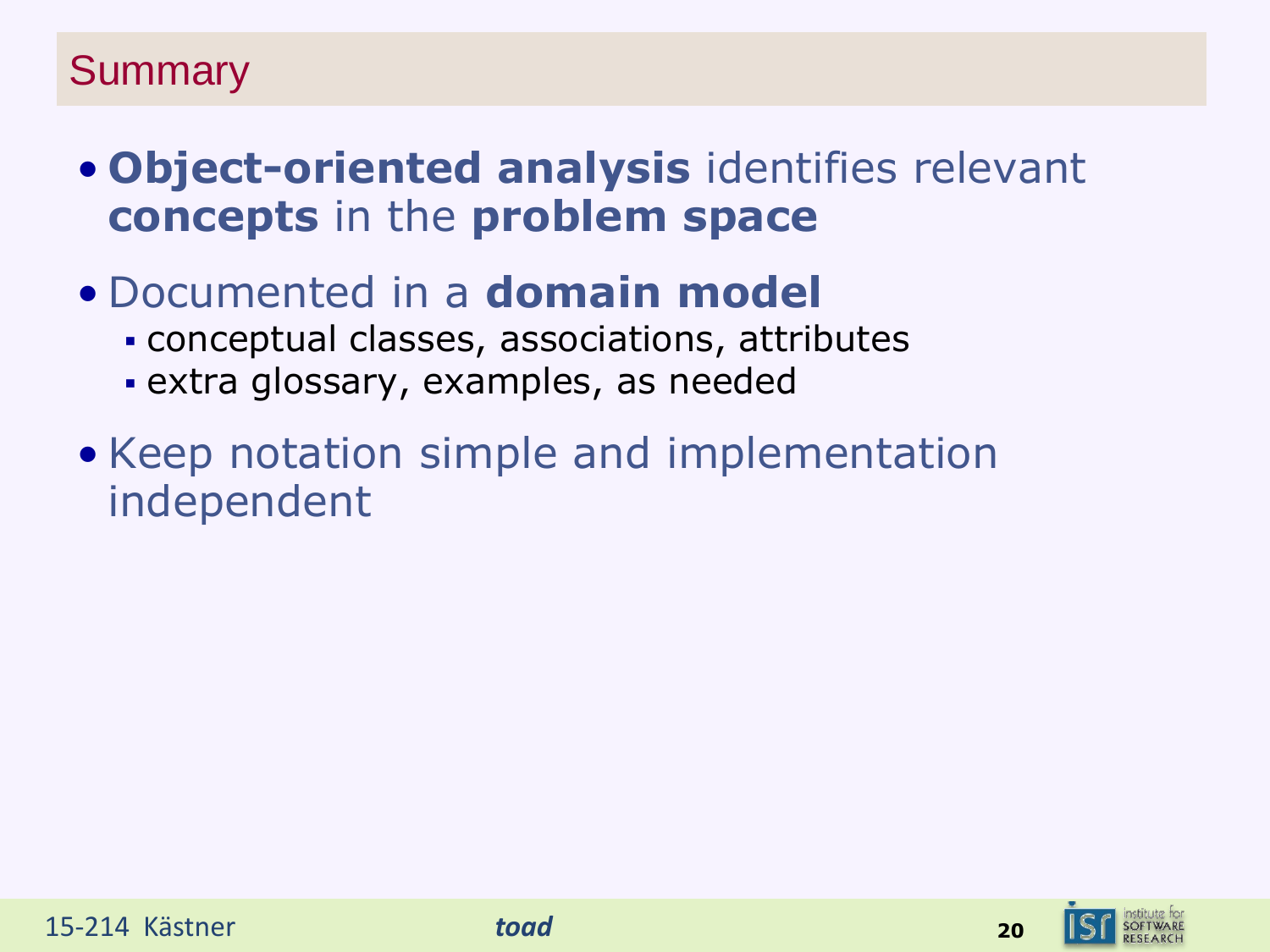## Summary

- **Object-oriented analysis** identifies relevant **concepts** in the **problem space**
- Documented in a **domain model**
  - conceptual classes, associations, attributes
  - extra glossary, examples, as needed
- Keep notation simple and implementation independent